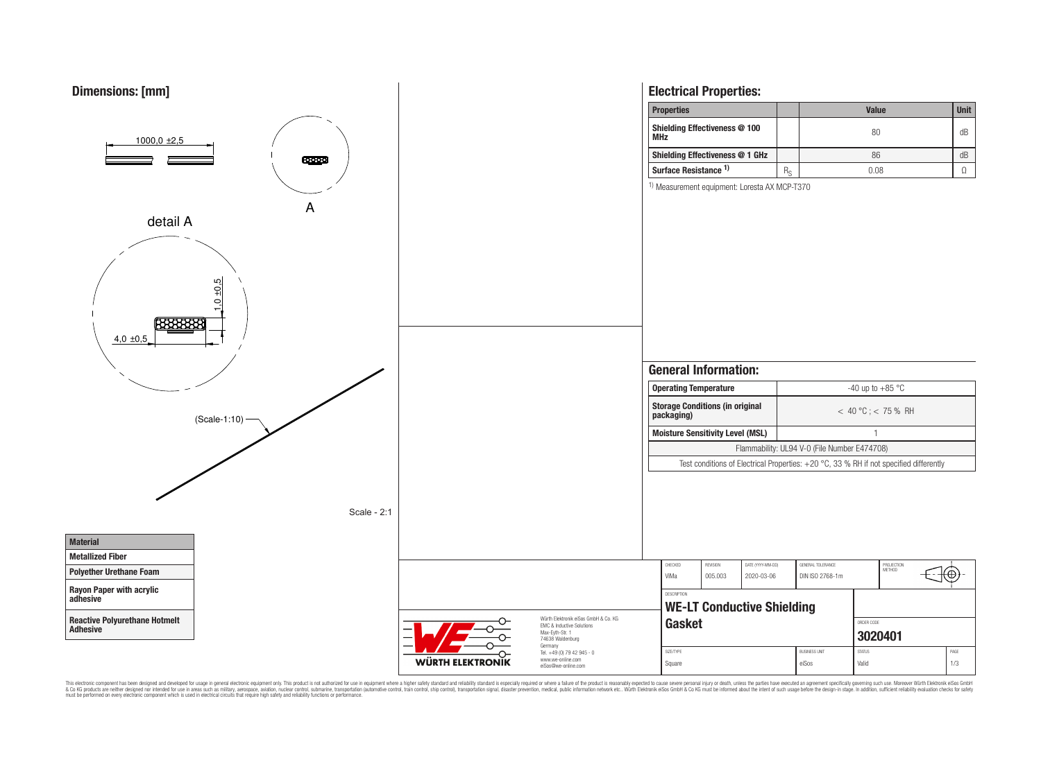## Dimensions: [mm]

1000,0 ±2,5

A

detail A

1,0 ±0,5

4,0 ±0,5

(Scale-1:10)

Scale - 2:1

| Material |
|---|
| Metallized Fiber |
| Polyether Urethane Foam |
| Rayon Paper with acrylic adhesive |
| Reactive Polyurethane Hotmelt Adhesive |

## Electrical Properties:

| Properties | | Value | Unit |
|---|---|---|---|
| Shielding Effectiveness @ 100 MHz | | 80 | dB |
| Shielding Effectiveness @ 1 GHz | | 86 | dB |
| Surface Resistance [1] | $R_S$ | 0.08 | Ω |

[1] Measurement equipment: Loresta AX MCP-T370

## General Information:

| | |
|---|---|
| Operating Temperature | -40 up to +85 °C |
| Storage Conditions (in original packaging) | < 40 °C ; < 75 % RH |
| Moisture Sensitivity Level (MSL) | 1 |
| Flammability: UL94 V-0 (File Number E474708) | |
| Test conditions of Electrical Properties: +20 °C, 33 % RH if not specified differently | |

| CHECKED | REVISION | DATE (YYYY-MM-DD) | GENERAL TOLERANCE | PROJECTION METHOD |
|---|---|---|---|---|
| ViMa | 005.003 | 2020-03-06 | DIN ISO 2768-1m | |

DESCRIPTION

**WE-LT Conductive Shielding Gasket**

ORDER CODE: **3020401**

| SIZE/TYPE | BUSINESS UNIT | STATUS | PAGE |
|---|---|---|---|
| Square | eiSos | Valid | 1/3 |

Würth Elektronik eiSos GmbH & Co. KG
EMC & Inductive Solutions
Max-Eyth-Str. 1
74638 Waldenburg
Germany
Tel. +49 (0) 79 42 945 - 0
www.we-online.com
eiSos@we-online.com

WÜRTH ELEKTRONIK

This electronic component has been designed and developed for usage in general electronic equipment only. This product is not authorized for use in equipment where a higher safety standard and reliability standard is especially required or where a failure of the product is reasonably expected to cause severe personal injury or death, unless the parties have executed an agreement specifically governing such use. Moreover Würth Elektronik eiSos GmbH & Co KG products are neither designed nor intended for use in areas such as military, aerospace, aviation, nuclear control, submarine, transportation (automotive control, train control, ship control), transportation signal, disaster prevention, medical, public information network etc.. Würth Elektronik eiSos GmbH & Co KG must be informed about the intent of such usage before the design-in stage. In addition, sufficient reliability evaluation checks for safety must be performed on every electronic component which is used in electrical circuits that require high safety and reliability functions or performance.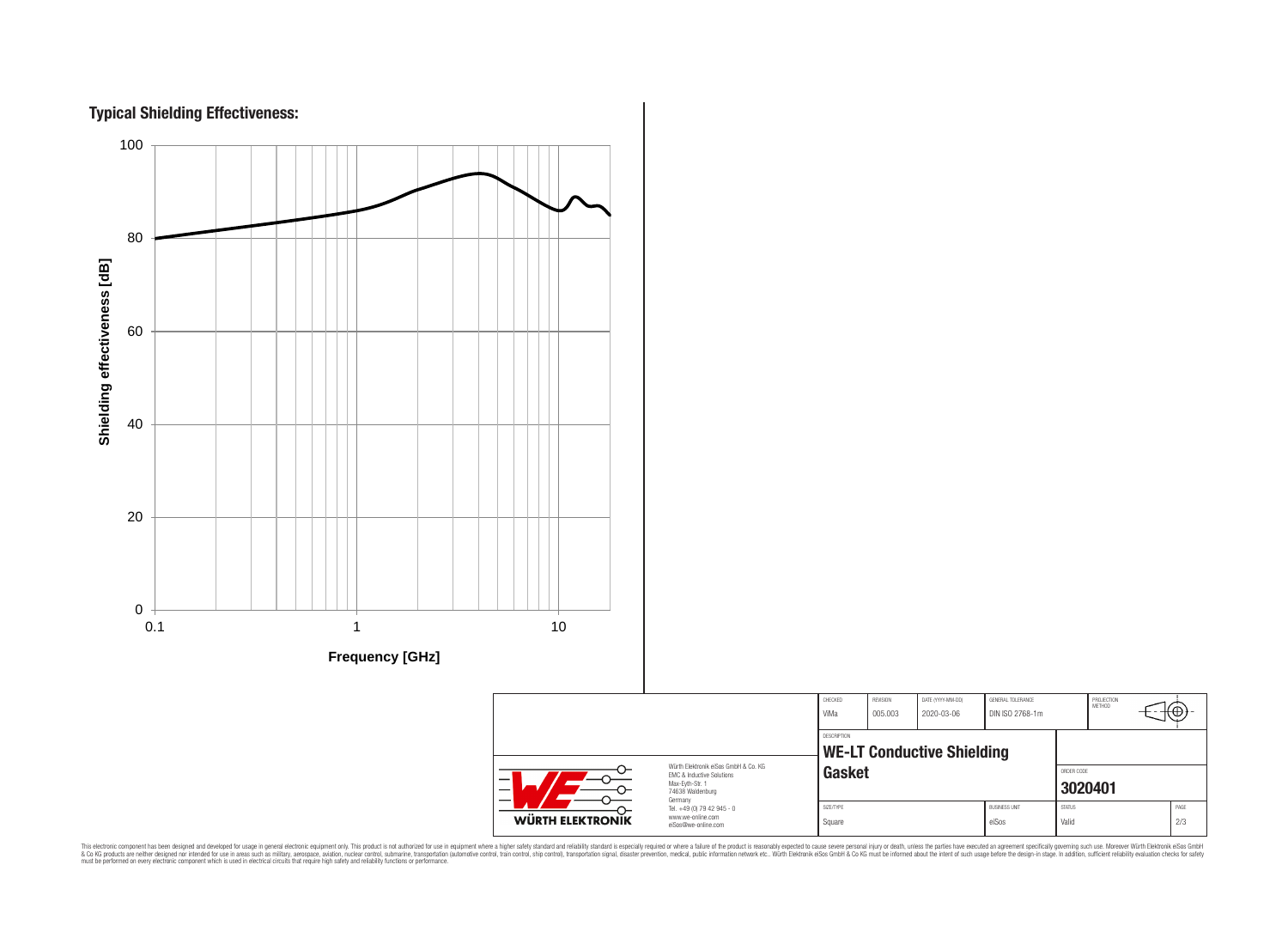## Typical Shielding Effectiveness:

Shielding effectiveness [dB]

100
80
60
40
20
0

0.1 1 10

Frequency [GHz]

| CHECKED | REVISION | DATE (YYYY-MM-DD) | GENERAL TOLERANCE | PROJECTION METHOD |
|---|---|---|---|---|
| ViMa | 005.003 | 2020-03-06 | DIN ISO 2768-1m | |

DESCRIPTION

**WE-LT Conductive Shielding Gasket**

ORDER CODE

**3020401**

| SIZE/TYPE | BUSINESS UNIT | STATUS | PAGE |
|---|---|---|---|
| Square | eiSos | Valid | 2/3 |

Würth Elektronik eiSos GmbH & Co. KG
EMC & Inductive Solutions
Max-Eyth-Str. 1
74638 Waldenburg
Germany
Tel. +49 (0) 79 42 945 - 0
www.we-online.com
eiSos@we-online.com

WÜRTH ELEKTRONIK

This electronic component has been designed and developed for usage in general electronic equipment only. This product is not authorized for use in equipment where a higher safety standard and reliability standard is especially required or where a failure of the product is reasonably expected to cause severe personal injury or death, unless the parties have executed an agreement specifically governing such use. Moreover Würth Elektronik eiSos GmbH & Co KG products are neither designed nor intended for use in areas such as military, aerospace, aviation, nuclear control, submarine, transportation (automotive control, train control, ship control), transportation signal, disaster prevention, medical, public information network etc.. Würth Elektronik eiSos GmbH & Co KG must be informed about the intent of such usage before the design-in stage. In addition, sufficient reliability evaluation checks for safety must be performed on every electronic component which is used in electrical circuits that require high safety and reliability functions or performance.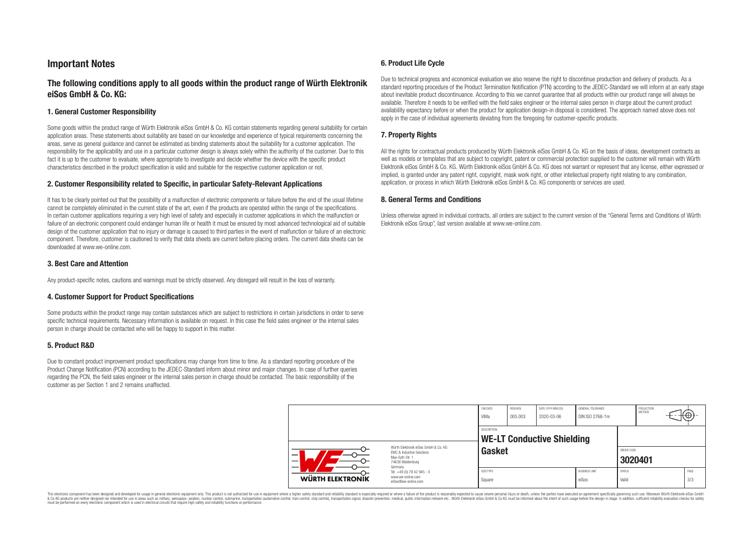# Important Notes

## The following conditions apply to all goods within the product range of Würth Elektronik eiSos GmbH & Co. KG:

### 1. General Customer Responsibility

Some goods within the product range of Würth Elektronik eiSos GmbH & Co. KG contain statements regarding general suitability for certain application areas. These statements about suitability are based on our knowledge and experience of typical requirements concerning the areas, serve as general guidance and cannot be estimated as binding statements about the suitability for a customer application. The responsibility for the applicability and use in a particular customer design is always solely within the authority of the customer. Due to this fact it is up to the customer to evaluate, where appropriate to investigate and decide whether the device with the specific product characteristics described in the product specification is valid and suitable for the respective customer application or not.

### 2. Customer Responsibility related to Specific, in particular Safety-Relevant Applications

It has to be clearly pointed out that the possibility of a malfunction of electronic components or failure before the end of the usual lifetime cannot be completely eliminated in the current state of the art, even if the products are operated within the range of the specifications. In certain customer applications requiring a very high level of safety and especially in customer applications in which the malfunction or failure of an electronic component could endanger human life or health it must be ensured by most advanced technological aid of suitable design of the customer application that no injury or damage is caused to third parties in the event of malfunction or failure of an electronic component. Therefore, customer is cautioned to verify that data sheets are current before placing orders. The current data sheets can be downloaded at www.we-online.com.

### 3. Best Care and Attention

Any product-specific notes, cautions and warnings must be strictly observed. Any disregard will result in the loss of warranty.

### 4. Customer Support for Product Specifications

Some products within the product range may contain substances which are subject to restrictions in certain jurisdictions in order to serve specific technical requirements. Necessary information is available on request. In this case the field sales engineer or the internal sales person in charge should be contacted who will be happy to support in this matter.

### 5. Product R&D

Due to constant product improvement product specifications may change from time to time. As a standard reporting procedure of the Product Change Notification (PCN) according to the JEDEC-Standard inform about minor and major changes. In case of further queries regarding the PCN, the field sales engineer or the internal sales person in charge should be contacted. The basic responsibility of the customer as per Section 1 and 2 remains unaffected.

### 6. Product Life Cycle

Due to technical progress and economical evaluation we also reserve the right to discontinue production and delivery of products. As a standard reporting procedure of the Product Termination Notification (PTN) according to the JEDEC-Standard we will inform at an early stage about inevitable product discontinuance. According to this we cannot guarantee that all products within our product range will always be available. Therefore it needs to be verified with the field sales engineer or the internal sales person in charge about the current product availability expectancy before or when the product for application design-in disposal is considered. The approach named above does not apply in the case of individual agreements deviating from the foregoing for customer-specific products.

### 7. Property Rights

All the rights for contractual products produced by Würth Elektronik eiSos GmbH & Co. KG on the basis of ideas, development contracts as well as models or templates that are subject to copyright, patent or commercial protection supplied to the customer will remain with Würth Elektronik eiSos GmbH & Co. KG. Würth Elektronik eiSos GmbH & Co. KG does not warrant or represent that any license, either expressed or implied, is granted under any patent right, copyright, mask work right, or other intellectual property right relating to any combination, application, or process in which Würth Elektronik eiSos GmbH & Co. KG components or services are used.

### 8. General Terms and Conditions

Unless otherwise agreed in individual contracts, all orders are subject to the current version of the "General Terms and Conditions of Würth Elektronik eiSos Group", last version available at www.we-online.com.

| | | | | | | |
|---|---|---|---|---|---|---|
| WÜRTH ELEKTRONIK | Würth Elektronik eiSos GmbH & Co. KG<br>EMC & Inductive Solutions<br>Max-Eyth-Str. 1<br>74638 Waldenburg<br>Germany<br>Tel. +49 (0) 79 42 945 - 0<br>www.we-online.com<br>eiSos@we-online.com | CHECKED<br>ViMa | REVISION<br>005.003 | DATE (YYYY-MM-DD)<br>2020-03-06 | GENERAL TOLERANCE<br>DIN ISO 2768-1m | PROJECTION METHOD |
| | | DESCRIPTION<br>**WE-LT Conductive Shielding Gasket** | | | | ORDER CODE<br>**3020401** |
| | | SIZE/TYPE<br>Square | | | BUSINESS UNIT<br>eiSos | STATUS<br>Valid |

This electronic component has been designed and developed for usage in general electronic equipment only. This product is not authorized for use in equipment where a higher safety standard and reliability standard is especially required or where a failure of the product is reasonably expected to cause severe personal injury or death, unless the parties have executed an agreement specifically governing such use. Moreover Würth Elektronik eiSos GmbH & Co KG products are neither designed nor intended for use in areas such as military, aerospace, aviation, nuclear control, submarine, transportation (automotive control, train control, ship control), transportation signal, disaster prevention, medical, public information network etc.. Würth Elektronik eiSos GmbH & Co KG must be informed about the intent of such usage before the design-in stage. In addition, sufficient reliability evaluation checks for safety must be performed on every electronic component which is used in electrical circuits that require high safety and reliability functions or performance.